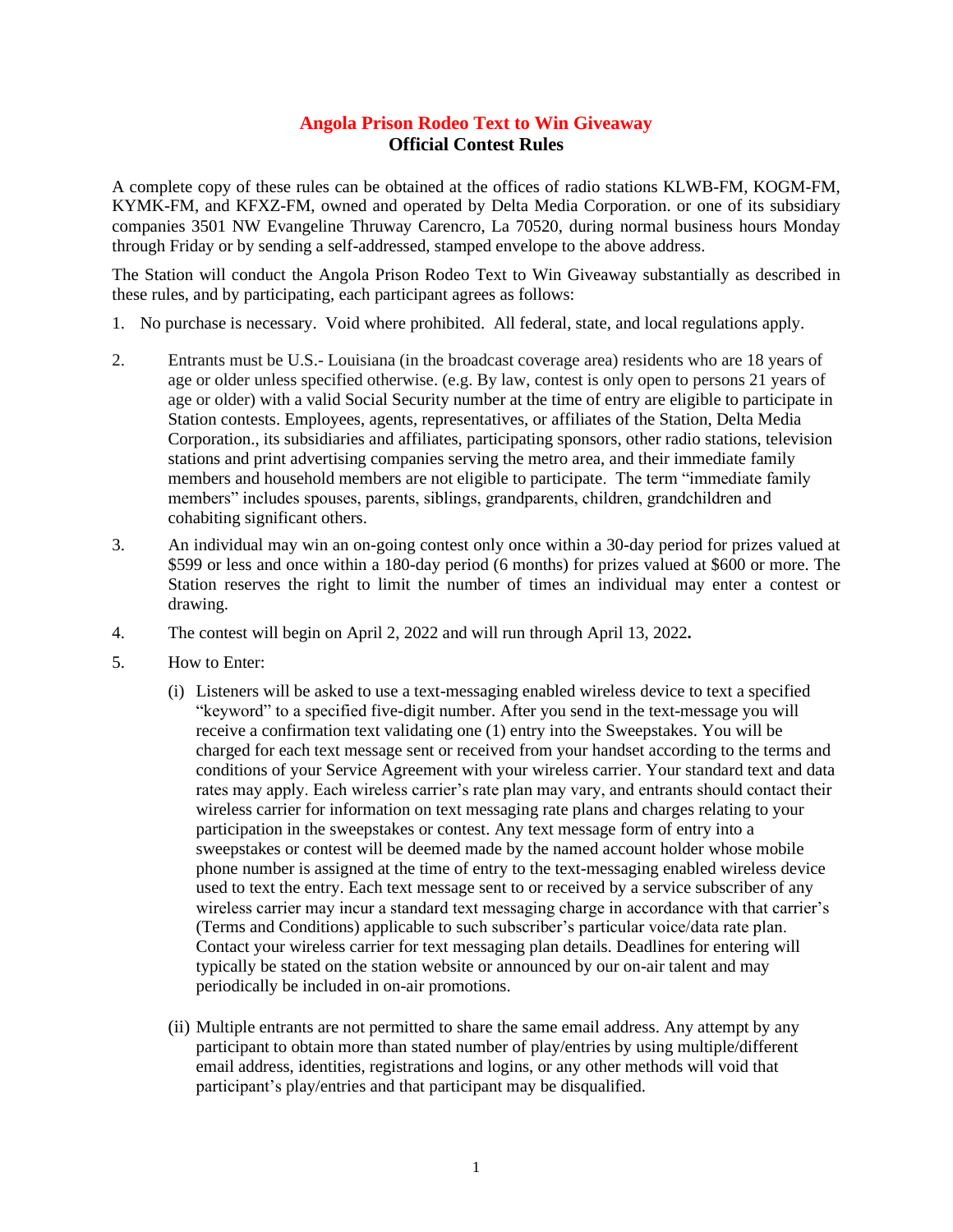# Angola Prison Rodeo Text to Win Giveaway

## Official Contest Rules

A complete copy of these rules can be obtained at the offices of radio stations KLWB-FM, KOGM-FM, KYMK-FM, and KFXZ-FM, owned and operated by Delta Media Corporation. or one of its subsidiary companies 3501 NW Evangeline Thruway Carencro, La 70520, during normal business hours Monday through Friday or by sending a self-addressed, stamped envelope to the above address.

The Station will conduct the Angola Prison Rodeo Text to Win Giveaway substantially as described in these rules, and by participating, each participant agrees as follows:

1. No purchase is necessary. Void where prohibited. All federal, state, and local regulations apply.

2. Entrants must be U.S.- Louisiana (in the broadcast coverage area) residents who are 18 years of age or older unless specified otherwise. (e.g. By law, contest is only open to persons 21 years of age or older) with a valid Social Security number at the time of entry are eligible to participate in Station contests. Employees, agents, representatives, or affiliates of the Station, Delta Media Corporation., its subsidiaries and affiliates, participating sponsors, other radio stations, television stations and print advertising companies serving the metro area, and their immediate family members and household members are not eligible to participate. The term "immediate family members" includes spouses, parents, siblings, grandparents, children, grandchildren and cohabiting significant others.

3. An individual may win an on-going contest only once within a 30-day period for prizes valued at $599 or less and once within a 180-day period (6 months) for prizes valued at $600 or more. The Station reserves the right to limit the number of times an individual may enter a contest or drawing.

4. The contest will begin on April 2, 2022 and will run through April 13, 2022**.**

5. How to Enter:

   (i) Listeners will be asked to use a text-messaging enabled wireless device to text a specified "keyword" to a specified five-digit number. After you send in the text-message you will receive a confirmation text validating one (1) entry into the Sweepstakes. You will be charged for each text message sent or received from your handset according to the terms and conditions of your Service Agreement with your wireless carrier. Your standard text and data rates may apply. Each wireless carrier's rate plan may vary, and entrants should contact their wireless carrier for information on text messaging rate plans and charges relating to your participation in the sweepstakes or contest. Any text message form of entry into a sweepstakes or contest will be deemed made by the named account holder whose mobile phone number is assigned at the time of entry to the text-messaging enabled wireless device used to text the entry. Each text message sent to or received by a service subscriber of any wireless carrier may incur a standard text messaging charge in accordance with that carrier's (Terms and Conditions) applicable to such subscriber's particular voice/data rate plan. Contact your wireless carrier for text messaging plan details. Deadlines for entering will typically be stated on the station website or announced by our on-air talent and may periodically be included in on-air promotions.

   (ii) Multiple entrants are not permitted to share the same email address. Any attempt by any participant to obtain more than stated number of play/entries by using multiple/different email address, identities, registrations and logins, or any other methods will void that participant's play/entries and that participant may be disqualified.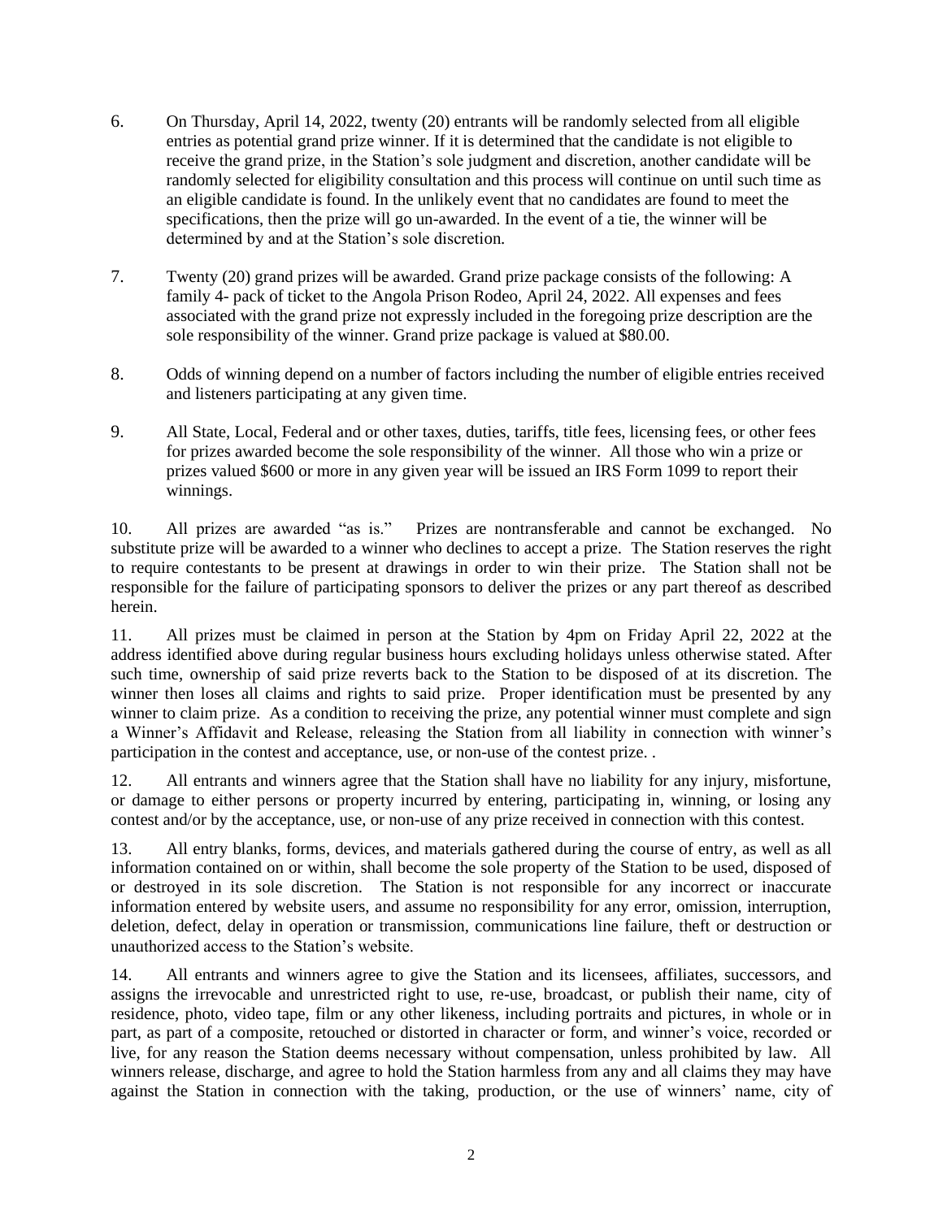6. On Thursday, April 14, 2022, twenty (20) entrants will be randomly selected from all eligible entries as potential grand prize winner. If it is determined that the candidate is not eligible to receive the grand prize, in the Station's sole judgment and discretion, another candidate will be randomly selected for eligibility consultation and this process will continue on until such time as an eligible candidate is found. In the unlikely event that no candidates are found to meet the specifications, then the prize will go un-awarded. In the event of a tie, the winner will be determined by and at the Station's sole discretion.

7. Twenty (20) grand prizes will be awarded. Grand prize package consists of the following: A family 4- pack of ticket to the Angola Prison Rodeo, April 24, 2022. All expenses and fees associated with the grand prize not expressly included in the foregoing prize description are the sole responsibility of the winner. Grand prize package is valued at $80.00.

8. Odds of winning depend on a number of factors including the number of eligible entries received and listeners participating at any given time.

9. All State, Local, Federal and or other taxes, duties, tariffs, title fees, licensing fees, or other fees for prizes awarded become the sole responsibility of the winner. All those who win a prize or prizes valued $600 or more in any given year will be issued an IRS Form 1099 to report their winnings.

10. All prizes are awarded "as is." Prizes are nontransferable and cannot be exchanged. No substitute prize will be awarded to a winner who declines to accept a prize. The Station reserves the right to require contestants to be present at drawings in order to win their prize. The Station shall not be responsible for the failure of participating sponsors to deliver the prizes or any part thereof as described herein.

11. All prizes must be claimed in person at the Station by 4pm on Friday April 22, 2022 at the address identified above during regular business hours excluding holidays unless otherwise stated. After such time, ownership of said prize reverts back to the Station to be disposed of at its discretion. The winner then loses all claims and rights to said prize. Proper identification must be presented by any winner to claim prize. As a condition to receiving the prize, any potential winner must complete and sign a Winner's Affidavit and Release, releasing the Station from all liability in connection with winner's participation in the contest and acceptance, use, or non-use of the contest prize. .

12. All entrants and winners agree that the Station shall have no liability for any injury, misfortune, or damage to either persons or property incurred by entering, participating in, winning, or losing any contest and/or by the acceptance, use, or non-use of any prize received in connection with this contest.

13. All entry blanks, forms, devices, and materials gathered during the course of entry, as well as all information contained on or within, shall become the sole property of the Station to be used, disposed of or destroyed in its sole discretion. The Station is not responsible for any incorrect or inaccurate information entered by website users, and assume no responsibility for any error, omission, interruption, deletion, defect, delay in operation or transmission, communications line failure, theft or destruction or unauthorized access to the Station's website.

14. All entrants and winners agree to give the Station and its licensees, affiliates, successors, and assigns the irrevocable and unrestricted right to use, re-use, broadcast, or publish their name, city of residence, photo, video tape, film or any other likeness, including portraits and pictures, in whole or in part, as part of a composite, retouched or distorted in character or form, and winner's voice, recorded or live, for any reason the Station deems necessary without compensation, unless prohibited by law. All winners release, discharge, and agree to hold the Station harmless from any and all claims they may have against the Station in connection with the taking, production, or the use of winners' name, city of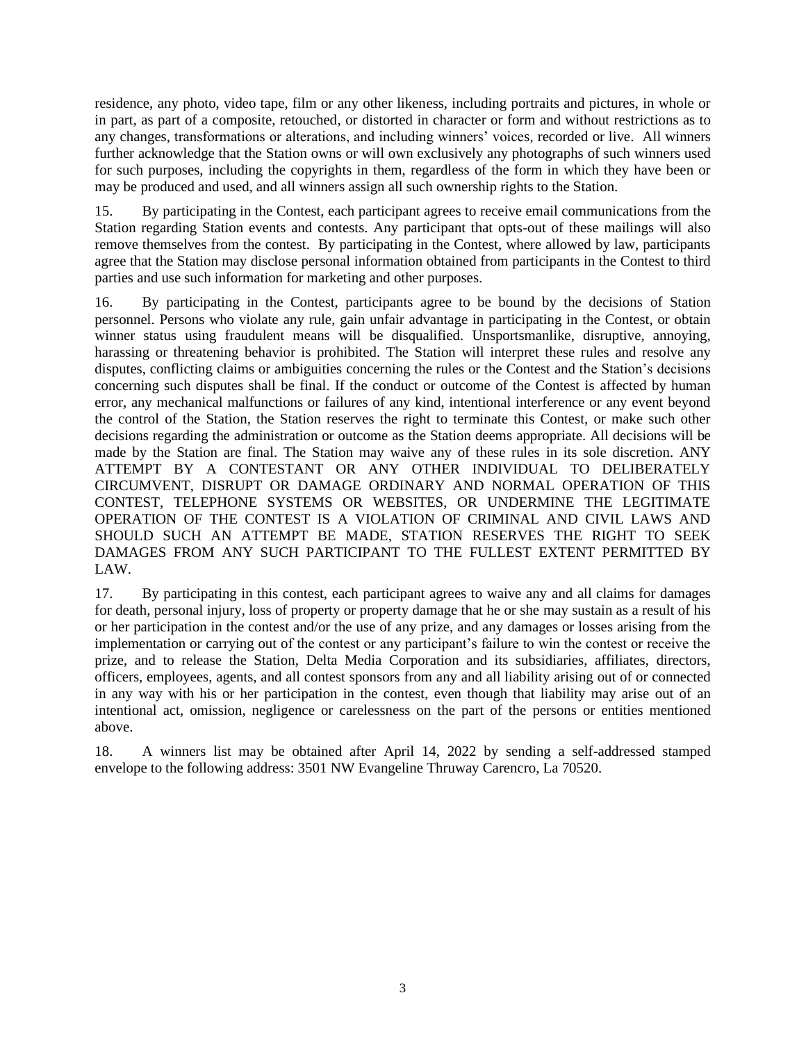residence, any photo, video tape, film or any other likeness, including portraits and pictures, in whole or in part, as part of a composite, retouched, or distorted in character or form and without restrictions as to any changes, transformations or alterations, and including winners' voices, recorded or live. All winners further acknowledge that the Station owns or will own exclusively any photographs of such winners used for such purposes, including the copyrights in them, regardless of the form in which they have been or may be produced and used, and all winners assign all such ownership rights to the Station.

15. By participating in the Contest, each participant agrees to receive email communications from the Station regarding Station events and contests. Any participant that opts-out of these mailings will also remove themselves from the contest. By participating in the Contest, where allowed by law, participants agree that the Station may disclose personal information obtained from participants in the Contest to third parties and use such information for marketing and other purposes.

16. By participating in the Contest, participants agree to be bound by the decisions of Station personnel. Persons who violate any rule, gain unfair advantage in participating in the Contest, or obtain winner status using fraudulent means will be disqualified. Unsportsmanlike, disruptive, annoying, harassing or threatening behavior is prohibited. The Station will interpret these rules and resolve any disputes, conflicting claims or ambiguities concerning the rules or the Contest and the Station's decisions concerning such disputes shall be final. If the conduct or outcome of the Contest is affected by human error, any mechanical malfunctions or failures of any kind, intentional interference or any event beyond the control of the Station, the Station reserves the right to terminate this Contest, or make such other decisions regarding the administration or outcome as the Station deems appropriate. All decisions will be made by the Station are final. The Station may waive any of these rules in its sole discretion. ANY ATTEMPT BY A CONTESTANT OR ANY OTHER INDIVIDUAL TO DELIBERATELY CIRCUMVENT, DISRUPT OR DAMAGE ORDINARY AND NORMAL OPERATION OF THIS CONTEST, TELEPHONE SYSTEMS OR WEBSITES, OR UNDERMINE THE LEGITIMATE OPERATION OF THE CONTEST IS A VIOLATION OF CRIMINAL AND CIVIL LAWS AND SHOULD SUCH AN ATTEMPT BE MADE, STATION RESERVES THE RIGHT TO SEEK DAMAGES FROM ANY SUCH PARTICIPANT TO THE FULLEST EXTENT PERMITTED BY LAW.

17. By participating in this contest, each participant agrees to waive any and all claims for damages for death, personal injury, loss of property or property damage that he or she may sustain as a result of his or her participation in the contest and/or the use of any prize, and any damages or losses arising from the implementation or carrying out of the contest or any participant's failure to win the contest or receive the prize, and to release the Station, Delta Media Corporation and its subsidiaries, affiliates, directors, officers, employees, agents, and all contest sponsors from any and all liability arising out of or connected in any way with his or her participation in the contest, even though that liability may arise out of an intentional act, omission, negligence or carelessness on the part of the persons or entities mentioned above.

18. A winners list may be obtained after April 14, 2022 by sending a self-addressed stamped envelope to the following address: 3501 NW Evangeline Thruway Carencro, La 70520.